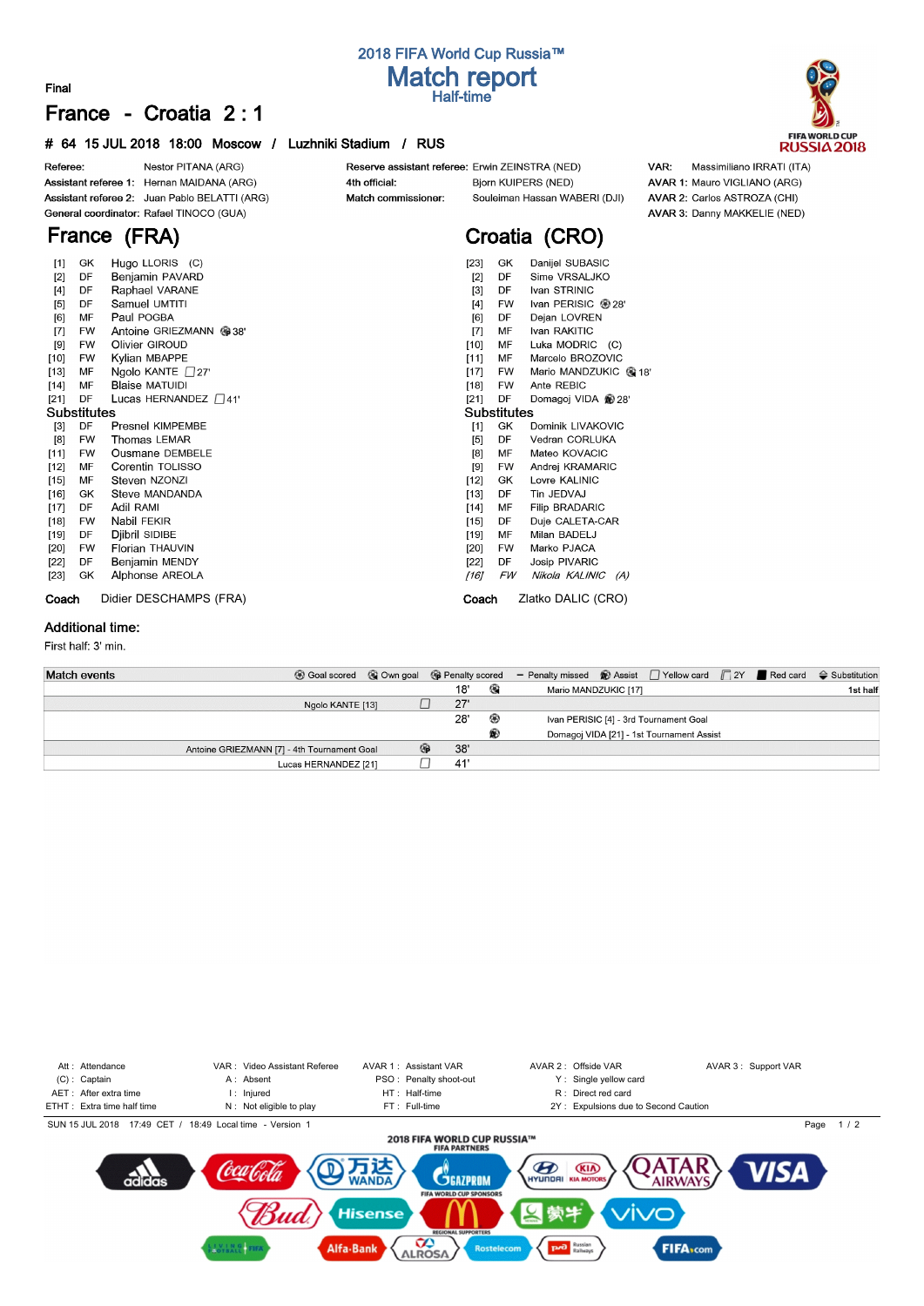# 2018 FIFA World Cup Russia™

## Match report

### Half-time

**Final**

## France - Croatia 2 : 1

**# 64 15 JUL 2018 18:00 Moscow / Luzhniki Stadium / RUS**

| | | | | | |
|---|---|---|---|---|---|
| **Referee:** | Nestor PITANA (ARG) | **Reserve assistant referee:** | Erwin ZEINSTRA (NED) | **VAR:** | Massimiliano IRRATI (ITA) |
| **Assistant referee 1:** | Hernan MAIDANA (ARG) | **4th official:** | Bjorn KUIPERS (NED) | **AVAR 1:** | Mauro VIGLIANO (ARG) |
| **Assistant referee 2:** | Juan Pablo BELATTI (ARG) | **Match commissioner:** | Souleiman Hassan WABERI (DJI) | **AVAR 2:** | Carlos ASTROZA (CHI) |
| **General coordinator:** | Rafael TINOCO (GUA) | | | **AVAR 3:** | Danny MAKKELIE (NED) |

## France (FRA)

| # | Pos | Player | Events |
|---|---|---|---|
| [1] | GK | Hugo LLORIS (C) | |
| [2] | DF | Benjamin PAVARD | |
| [4] | DF | Raphael VARANE | |
| [5] | DF | Samuel UMTITI | |
| [6] | MF | Paul POGBA | |
| [7] | FW | Antoine GRIEZMANN | Penalty scored 38' |
| [9] | FW | Olivier GIROUD | |
| [10] | FW | Kylian MBAPPE | |
| [13] | MF | Ngolo KANTE | Yellow card 27' |
| [14] | MF | Blaise MATUIDI | |
| [21] | DF | Lucas HERNANDEZ | Yellow card 41' |

**Substitutes**

| # | Pos | Player |
|---|---|---|
| [3] | DF | Presnel KIMPEMBE |
| [8] | FW | Thomas LEMAR |
| [11] | FW | Ousmane DEMBELE |
| [12] | MF | Corentin TOLISSO |
| [15] | MF | Steven NZONZI |
| [16] | GK | Steve MANDANDA |
| [17] | DF | Adil RAMI |
| [18] | FW | Nabil FEKIR |
| [19] | DF | Djibril SIDIBE |
| [20] | FW | Florian THAUVIN |
| [22] | DF | Benjamin MENDY |
| [23] | GK | Alphonse AREOLA |

**Coach** Didier DESCHAMPS (FRA)

## Croatia (CRO)

| # | Pos | Player | Events |
|---|---|---|---|
| [23] | GK | Danijel SUBASIC | |
| [2] | DF | Sime VRSALJKO | |
| [3] | DF | Ivan STRINIC | |
| [4] | FW | Ivan PERISIC | Goal 28' |
| [6] | DF | Dejan LOVREN | |
| [7] | MF | Ivan RAKITIC | |
| [10] | MF | Luka MODRIC (C) | |
| [11] | MF | Marcelo BROZOVIC | |
| [17] | FW | Mario MANDZUKIC | Own goal 18' |
| [18] | FW | Ante REBIC | |
| [21] | DF | Domagoj VIDA | Assist 28' |

**Substitutes**

| # | Pos | Player |
|---|---|---|
| [1] | GK | Dominik LIVAKOVIC |
| [5] | DF | Vedran CORLUKA |
| [8] | MF | Mateo KOVACIC |
| [9] | FW | Andrej KRAMARIC |
| [12] | GK | Lovre KALINIC |
| [13] | DF | Tin JEDVAJ |
| [14] | MF | Filip BRADARIC |
| [15] | DF | Duje CALETA-CAR |
| [19] | MF | Milan BADELJ |
| [20] | FW | Marko PJACA |
| [22] | DF | Josip PIVARIC |
| *[16]* | *FW* | *Nikola KALINIC (A)* |

**Coach** Zlatko DALIC (CRO)

### Additional time:

First half: 3' min.

### Match events

| France | Event | Minute | Event | Croatia |
|---|---|---|---|---|
| | | 18' | Own goal | Mario MANDZUKIC [17] — 1st half |
| Ngolo KANTE [13] | Yellow card | 27' | | |
| | | 28' | Goal | Ivan PERISIC [4] - 3rd Tournament Goal |
| | | | Assist | Domagoj VIDA [21] - 1st Tournament Assist |
| Antoine GRIEZMANN [7] - 4th Tournament Goal | Penalty scored | 38' | | |
| Lucas HERNANDEZ [21] | Yellow card | 41' | | |

Att : Attendance | VAR : Video Assistant Referee | AVAR 1 : Assistant VAR | AVAR 2 : Offside VAR | AVAR 3 : Support VAR
(C) : Captain | A : Absent | PSO : Penalty shoot-out | Y : Single yellow card
AET : After extra time | I : Injured | HT : Half-time | R : Direct red card
ETHT : Extra time half time | N : Not eligible to play | FT : Full-time | 2Y : Expulsions due to Second Caution

SUN 15 JUL 2018 17:49 CET / 18:49 Local time - Version 1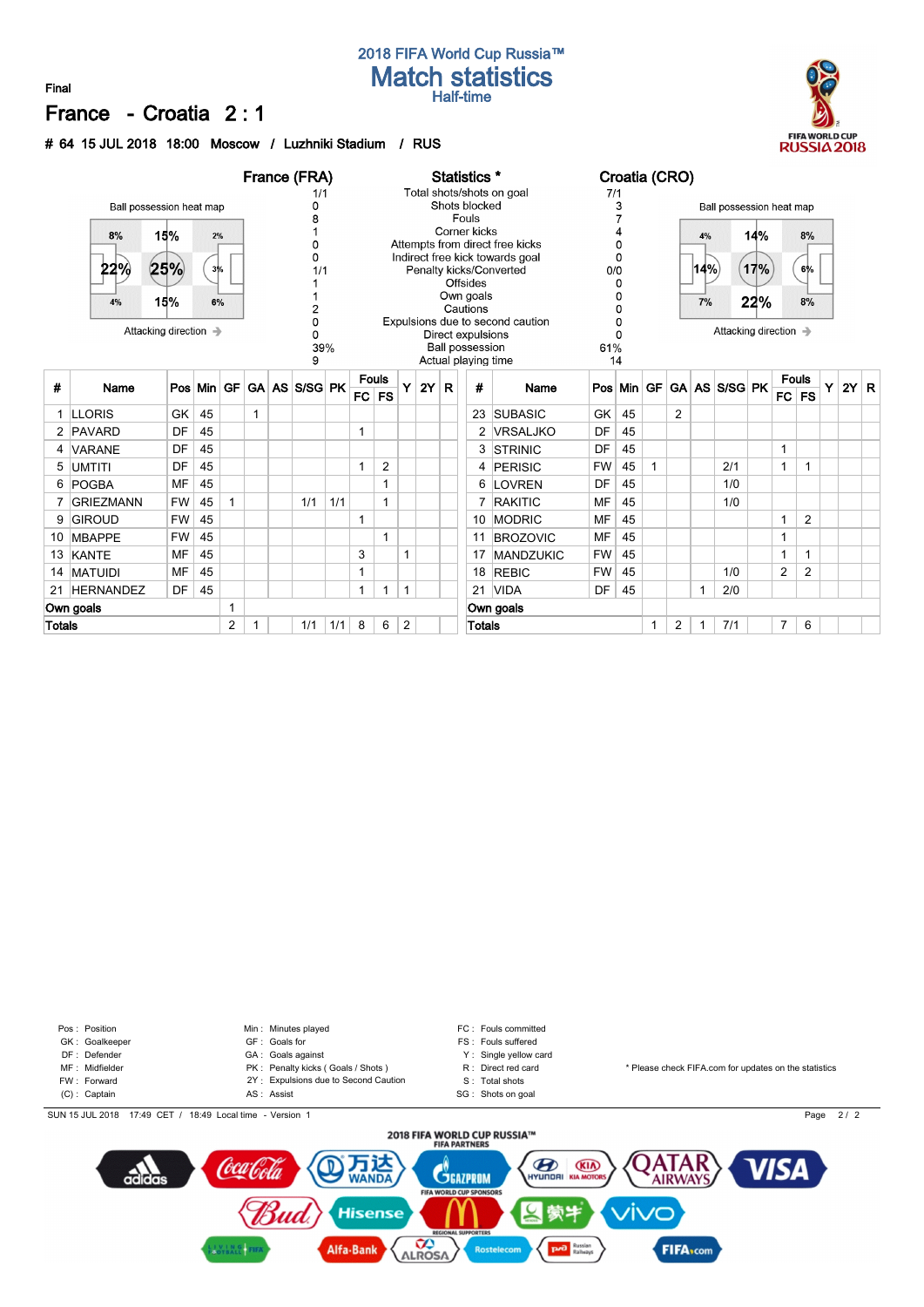2018 FIFA World Cup Russia™

# Match statistics

Half-time

Final

## France - Croatia 2 : 1

**# 64 15 JUL 2018 18:00 Moscow / Luzhniki Stadium / RUS**

| France (FRA) | Statistics * | Croatia (CRO) |
|---|---|---|
| 1/1 | Total shots/shots on goal | 7/1 |
| 0 | Shots blocked | 3 |
| 8 | Fouls | 7 |
| 1 | Corner kicks | 4 |
| 0 | Attempts from direct free kicks | 0 |
| 0 | Indirect free kick towards goal | 0 |
| 1/1 | Penalty kicks/Converted | 0/0 |
| 1 | Offsides | 0 |
| 1 | Own goals | 0 |
| 2 | Cautions | 0 |
| 0 | Expulsions due to second caution | 0 |
| 0 | Direct expulsions | 0 |
| 39% | Ball possession | 61% |
| 9 | Actual playing time | 14 |

France – Ball possession heat map

8% 15% 2%
22% 25% 3%
4% 15% 6%

Attacking direction →

Croatia – Ball possession heat map

4% 14% 8%
14% 17% 6%
7% 22% 8%

Attacking direction →

### France (FRA)

| # | Name | Pos | Min | GF | GA | AS | S/SG | PK | Fouls FC | Fouls FS | Y | 2Y | R |
|---|---|---|---|---|---|---|---|---|---|---|---|---|---|
| 1 | LLORIS | GK | 45 | | 1 | | | | | | | | |
| 2 | PAVARD | DF | 45 | | | | | | 1 | | | | |
| 4 | VARANE | DF | 45 | | | | | | | | | | |
| 5 | UMTITI | DF | 45 | | | | | | 1 | 2 | | | |
| 6 | POGBA | MF | 45 | | | | | | | 1 | | | |
| 7 | GRIEZMANN | FW | 45 | 1 | | | 1/1 | 1/1 | | 1 | | | |
| 9 | GIROUD | FW | 45 | | | | | | 1 | | | | |
| 10 | MBAPPE | FW | 45 | | | | | | | 1 | | | |
| 13 | KANTE | MF | 45 | | | | | | 3 | | 1 | | |
| 14 | MATUIDI | MF | 45 | | | | | | 1 | | | | |
| 21 | HERNANDEZ | DF | 45 | | | | | | 1 | 1 | 1 | | |
| Own goals | | | | 1 | | | | | | | | | |
| Totals | | | | 2 | 1 | | 1/1 | 1/1 | 8 | 6 | 2 | | |

### Croatia (CRO)

| # | Name | Pos | Min | GF | GA | AS | S/SG | PK | Fouls FC | Fouls FS | Y | 2Y | R |
|---|---|---|---|---|---|---|---|---|---|---|---|---|---|
| 23 | SUBASIC | GK | 45 | | 2 | | | | | | | | |
| 2 | VRSALJKO | DF | 45 | | | | | | | | | | |
| 3 | STRINIC | DF | 45 | | | | | | 1 | | | | |
| 4 | PERISIC | FW | 45 | 1 | | | 2/1 | | 1 | 1 | | | |
| 6 | LOVREN | DF | 45 | | | | 1/0 | | | | | | |
| 7 | RAKITIC | MF | 45 | | | | 1/0 | | | | | | |
| 10 | MODRIC | MF | 45 | | | | | | 1 | 2 | | | |
| 11 | BROZOVIC | MF | 45 | | | | | | 1 | | | | |
| 17 | MANDZUKIC | FW | 45 | | | | | | 1 | 1 | | | |
| 18 | REBIC | FW | 45 | | | | 1/0 | | 2 | 2 | | | |
| 21 | VIDA | DF | 45 | | | 1 | 2/0 | | | | | | |
| Own goals | | | | | | | | | | | | | |
| Totals | | | | 1 | 2 | 1 | 7/1 | | 7 | 6 | | | |

Pos : Position
GK : Goalkeeper
DF : Defender
MF : Midfielder
FW : Forward
(C) : Captain

Min : Minutes played
GF : Goals for
GA : Goals against
PK : Penalty kicks ( Goals / Shots )
2Y : Expulsions due to Second Caution
AS : Assist

FC : Fouls committed
FS : Fouls suffered
Y : Single yellow card
R : Direct red card
S : Total shots
SG : Shots on goal

* Please check FIFA.com for updates on the statistics

SUN 15 JUL 2018 17:49 CET / 18:49 Local time - Version 1